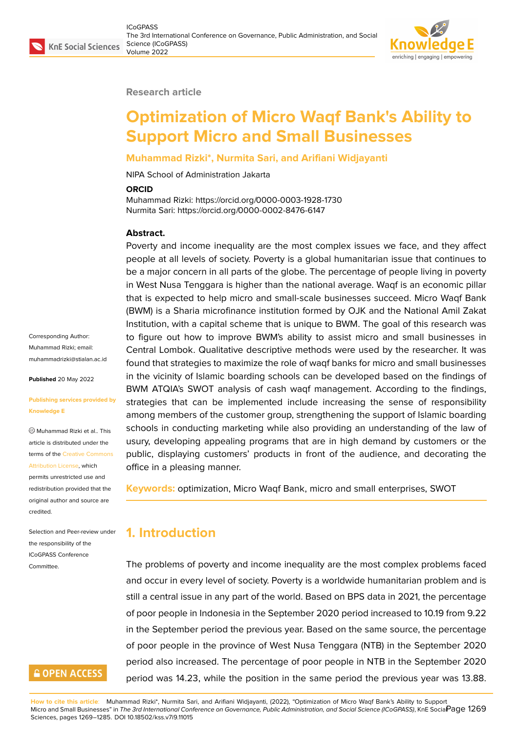Research article

# Optimization of Micro Waqf Bank's Ability to Support Micro and Small Businesses

**Muhammad Rizki*, Nurmita Sari, and Arifiani Widjayanti**

NIPA School of Administration Jakarta

**ORCID**

Muhammad Rizki: https://orcid.org/0000-0003-1928-1730
Nurmita Sari: https://orcid.org/0000-0002-8476-6147

**Abstract.**
Poverty and income inequality are the most complex issues we face, and they affect people at all levels of society. Poverty is a global humanitarian issue that continues to be a major concern in all parts of the globe. The percentage of people living in poverty in West Nusa Tenggara is higher than the national average. Waqf is an economic pillar that is expected to help micro and small-scale businesses succeed. Micro Waqf Bank (BWM) is a Sharia microfinance institution formed by OJK and the National Amil Zakat Institution, with a capital scheme that is unique to BWM. The goal of this research was to figure out how to improve BWM's ability to assist micro and small businesses in Central Lombok. Qualitative descriptive methods were used by the researcher. It was found that strategies to maximize the role of waqf banks for micro and small businesses in the vicinity of Islamic boarding schools can be developed based on the findings of BWM ATQIA's SWOT analysis of cash waqf management. According to the findings, strategies that can be implemented include increasing the sense of responsibility among members of the customer group, strengthening the support of Islamic boarding schools in conducting marketing while also providing an understanding of the law of usury, developing appealing programs that are in high demand by customers or the public, displaying customers' products in front of the audience, and decorating the office in a pleasing manner.

**Keywords:** optimization, Micro Waqf Bank, micro and small enterprises, SWOT

Corresponding Author: Muhammad Rizki; email: muhammadrizki@stialan.ac.id

**Published** 20 May 2022

**Publishing services provided by Knowledge E**

© Muhammad Rizki et al.. This article is distributed under the terms of the Creative Commons Attribution License, which permits unrestricted use and redistribution provided that the original author and source are credited.

Selection and Peer-review under the responsibility of the ICoGPASS Conference Committee.

## 1. Introduction

The problems of poverty and income inequality are the most complex problems faced and occur in every level of society. Poverty is a worldwide humanitarian problem and is still a central issue in any part of the world. Based on BPS data in 2021, the percentage of poor people in Indonesia in the September 2020 period increased to 10.19 from 9.22 in the September period the previous year. Based on the same source, the percentage of poor people in the province of West Nusa Tenggara (NTB) in the September 2020 period also increased. The percentage of poor people in NTB in the September 2020 period was 14.23, while the position in the same period the previous year was 13.88.

**How to cite this article**: Muhammad Rizki*, Nurmita Sari, and Arifiani Widjayanti, (2022), "Optimization of Micro Waqf Bank's Ability to Support Micro and Small Businesses" in *The 3rd International Conference on Governance, Public Administration, and Social Science (ICoGPASS)*, KnE Social Sciences, pages 1269–1285. DOI 10.18502/kss.v7i9.11015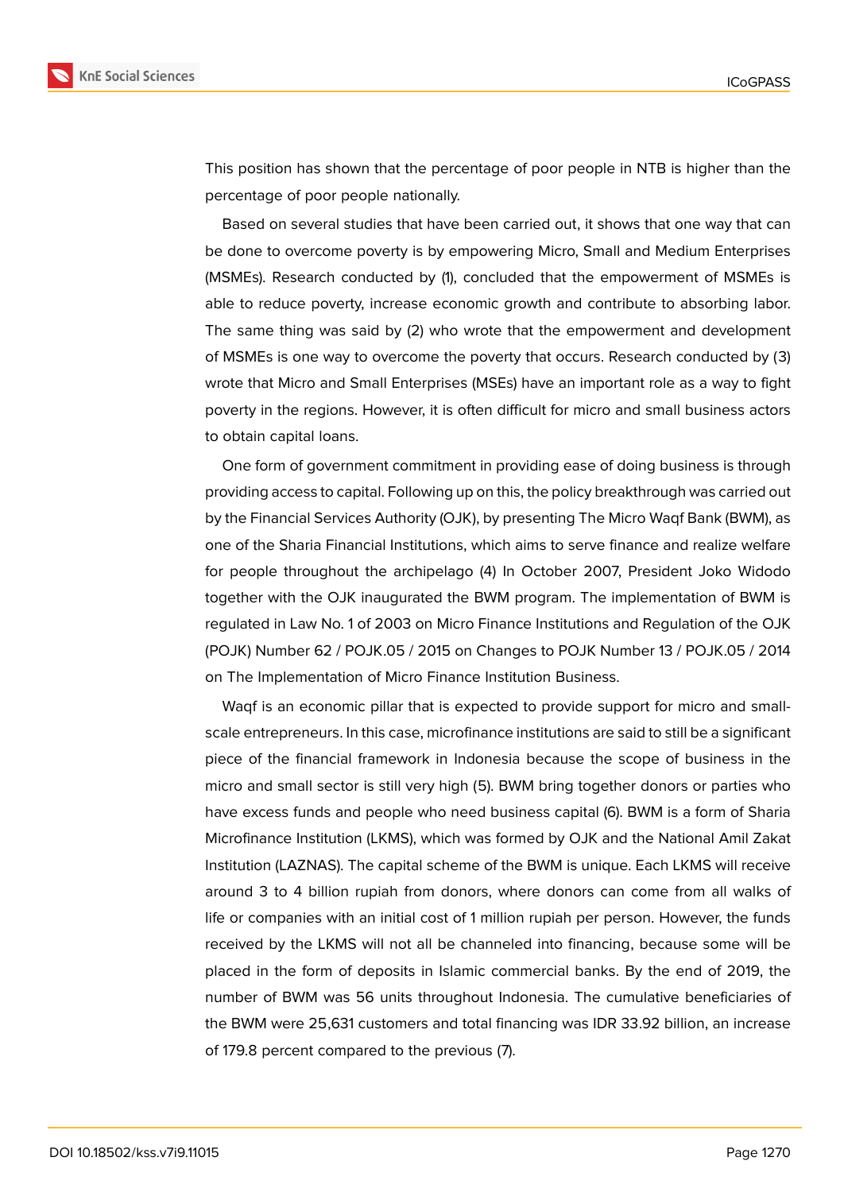This position has shown that the percentage of poor people in NTB is higher than the percentage of poor people nationally.

Based on several studies that have been carried out, it shows that one way that can be done to overcome poverty is by empowering Micro, Small and Medium Enterprises (MSMEs). Research conducted by (1), concluded that the empowerment of MSMEs is able to reduce poverty, increase economic growth and contribute to absorbing labor. The same thing was said by (2) who wrote that the empowerment and development of MSMEs is one way to overcome the poverty that occurs. Research conducted by (3) wrote that Micro and Small Enterprises (MSEs) have an important role as a way to fight poverty in the regions. However, it is often difficult for micro and small business actors to obtain capital loans.

One form of government commitment in providing ease of doing business is through providing access to capital. Following up on this, the policy breakthrough was carried out by the Financial Services Authority (OJK), by presenting The Micro Waqf Bank (BWM), as one of the Sharia Financial Institutions, which aims to serve finance and realize welfare for people throughout the archipelago (4) In October 2007, President Joko Widodo together with the OJK inaugurated the BWM program. The implementation of BWM is regulated in Law No. 1 of 2003 on Micro Finance Institutions and Regulation of the OJK (POJK) Number 62 / POJK.05 / 2015 on Changes to POJK Number 13 / POJK.05 / 2014 on The Implementation of Micro Finance Institution Business.

Waqf is an economic pillar that is expected to provide support for micro and small-scale entrepreneurs. In this case, microfinance institutions are said to still be a significant piece of the financial framework in Indonesia because the scope of business in the micro and small sector is still very high (5). BWM bring together donors or parties who have excess funds and people who need business capital (6). BWM is a form of Sharia Microfinance Institution (LKMS), which was formed by OJK and the National Amil Zakat Institution (LAZNAS). The capital scheme of the BWM is unique. Each LKMS will receive around 3 to 4 billion rupiah from donors, where donors can come from all walks of life or companies with an initial cost of 1 million rupiah per person. However, the funds received by the LKMS will not all be channeled into financing, because some will be placed in the form of deposits in Islamic commercial banks. By the end of 2019, the number of BWM was 56 units throughout Indonesia. The cumulative beneficiaries of the BWM were 25,631 customers and total financing was IDR 33.92 billion, an increase of 179.8 percent compared to the previous (7).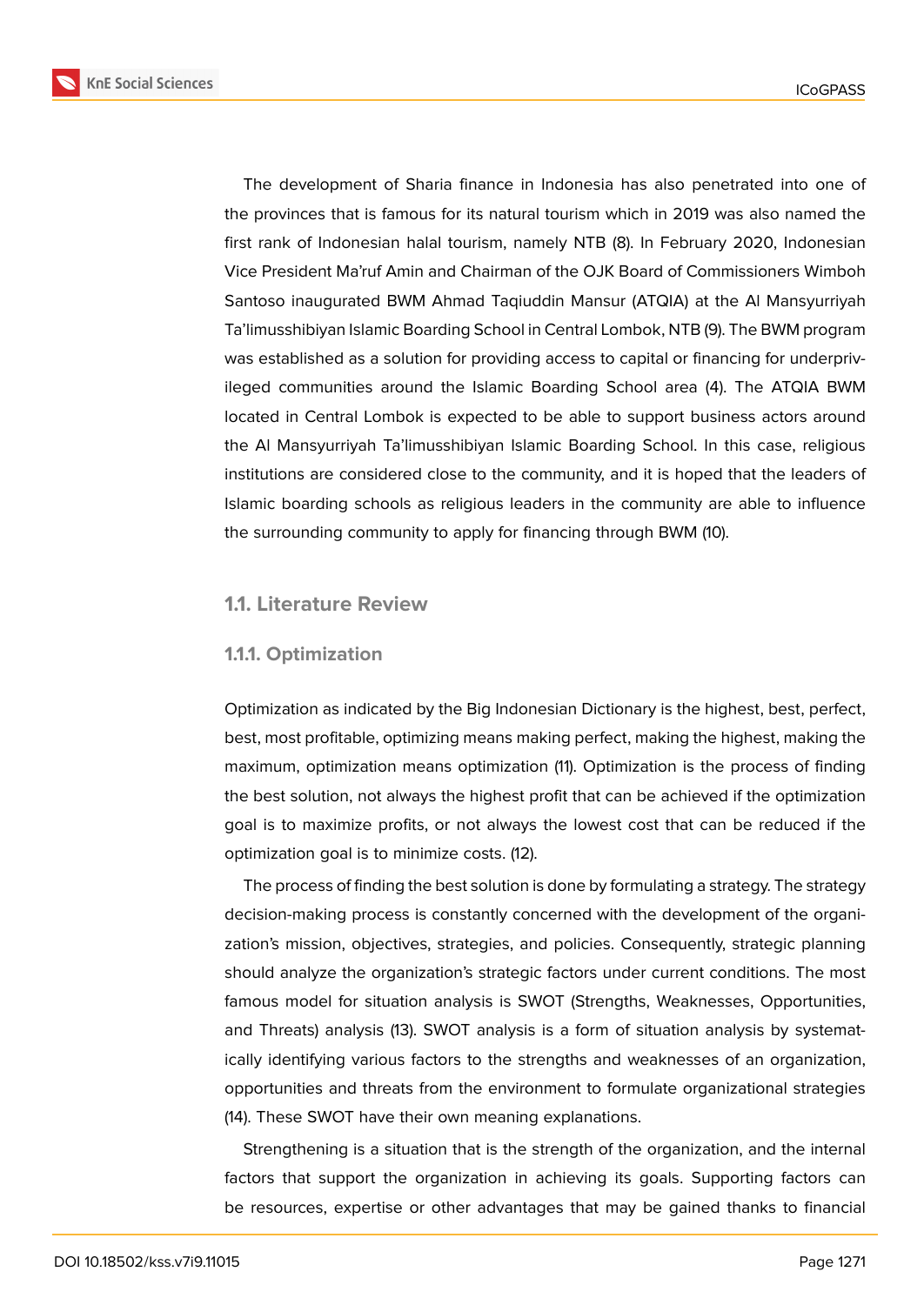The development of Sharia finance in Indonesia has also penetrated into one of the provinces that is famous for its natural tourism which in 2019 was also named the first rank of Indonesian halal tourism, namely NTB (8). In February 2020, Indonesian Vice President Ma'ruf Amin and Chairman of the OJK Board of Commissioners Wimboh Santoso inaugurated BWM Ahmad Taqiuddin Mansur (ATQIA) at the Al Mansyurriyah Ta'limusshibiyan Islamic Boarding School in Central Lombok, NTB (9). The BWM program was established as a solution for providing access to capital or financing for underprivileged communities around the Islamic Boarding School area (4). The ATQIA BWM located in Central Lombok is expected to be able to support business actors around the Al Mansyurriyah Ta'limusshibiyan Islamic Boarding School. In this case, religious institutions are considered close to the community, and it is hoped that the leaders of Islamic boarding schools as religious leaders in the community are able to influence the surrounding community to apply for financing through BWM (10).

## 1.1. Literature Review

### 1.1.1. Optimization

Optimization as indicated by the Big Indonesian Dictionary is the highest, best, perfect, best, most profitable, optimizing means making perfect, making the highest, making the maximum, optimization means optimization (11). Optimization is the process of finding the best solution, not always the highest profit that can be achieved if the optimization goal is to maximize profits, or not always the lowest cost that can be reduced if the optimization goal is to minimize costs. (12).

The process of finding the best solution is done by formulating a strategy. The strategy decision-making process is constantly concerned with the development of the organization's mission, objectives, strategies, and policies. Consequently, strategic planning should analyze the organization's strategic factors under current conditions. The most famous model for situation analysis is SWOT (Strengths, Weaknesses, Opportunities, and Threats) analysis (13). SWOT analysis is a form of situation analysis by systematically identifying various factors to the strengths and weaknesses of an organization, opportunities and threats from the environment to formulate organizational strategies (14). These SWOT have their own meaning explanations.

Strengthening is a situation that is the strength of the organization, and the internal factors that support the organization in achieving its goals. Supporting factors can be resources, expertise or other advantages that may be gained thanks to financial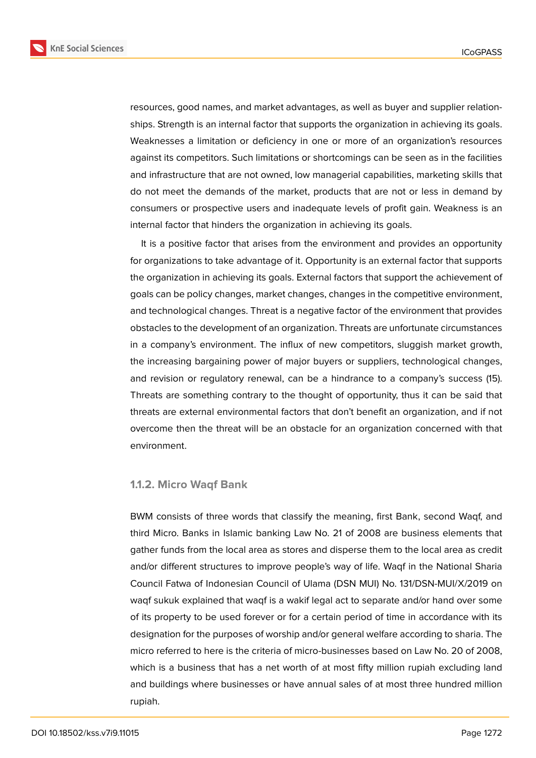resources, good names, and market advantages, as well as buyer and supplier relationships. Strength is an internal factor that supports the organization in achieving its goals. Weaknesses a limitation or deficiency in one or more of an organization's resources against its competitors. Such limitations or shortcomings can be seen as in the facilities and infrastructure that are not owned, low managerial capabilities, marketing skills that do not meet the demands of the market, products that are not or less in demand by consumers or prospective users and inadequate levels of profit gain. Weakness is an internal factor that hinders the organization in achieving its goals.

It is a positive factor that arises from the environment and provides an opportunity for organizations to take advantage of it. Opportunity is an external factor that supports the organization in achieving its goals. External factors that support the achievement of goals can be policy changes, market changes, changes in the competitive environment, and technological changes. Threat is a negative factor of the environment that provides obstacles to the development of an organization. Threats are unfortunate circumstances in a company's environment. The influx of new competitors, sluggish market growth, the increasing bargaining power of major buyers or suppliers, technological changes, and revision or regulatory renewal, can be a hindrance to a company's success (15). Threats are something contrary to the thought of opportunity, thus it can be said that threats are external environmental factors that don't benefit an organization, and if not overcome then the threat will be an obstacle for an organization concerned with that environment.

### 1.1.2. Micro Waqf Bank

BWM consists of three words that classify the meaning, first Bank, second Waqf, and third Micro. Banks in Islamic banking Law No. 21 of 2008 are business elements that gather funds from the local area as stores and disperse them to the local area as credit and/or different structures to improve people's way of life. Waqf in the National Sharia Council Fatwa of Indonesian Council of Ulama (DSN MUI) No. 131/DSN-MUI/X/2019 on waqf sukuk explained that waqf is a wakif legal act to separate and/or hand over some of its property to be used forever or for a certain period of time in accordance with its designation for the purposes of worship and/or general welfare according to sharia. The micro referred to here is the criteria of micro-businesses based on Law No. 20 of 2008, which is a business that has a net worth of at most fifty million rupiah excluding land and buildings where businesses or have annual sales of at most three hundred million rupiah.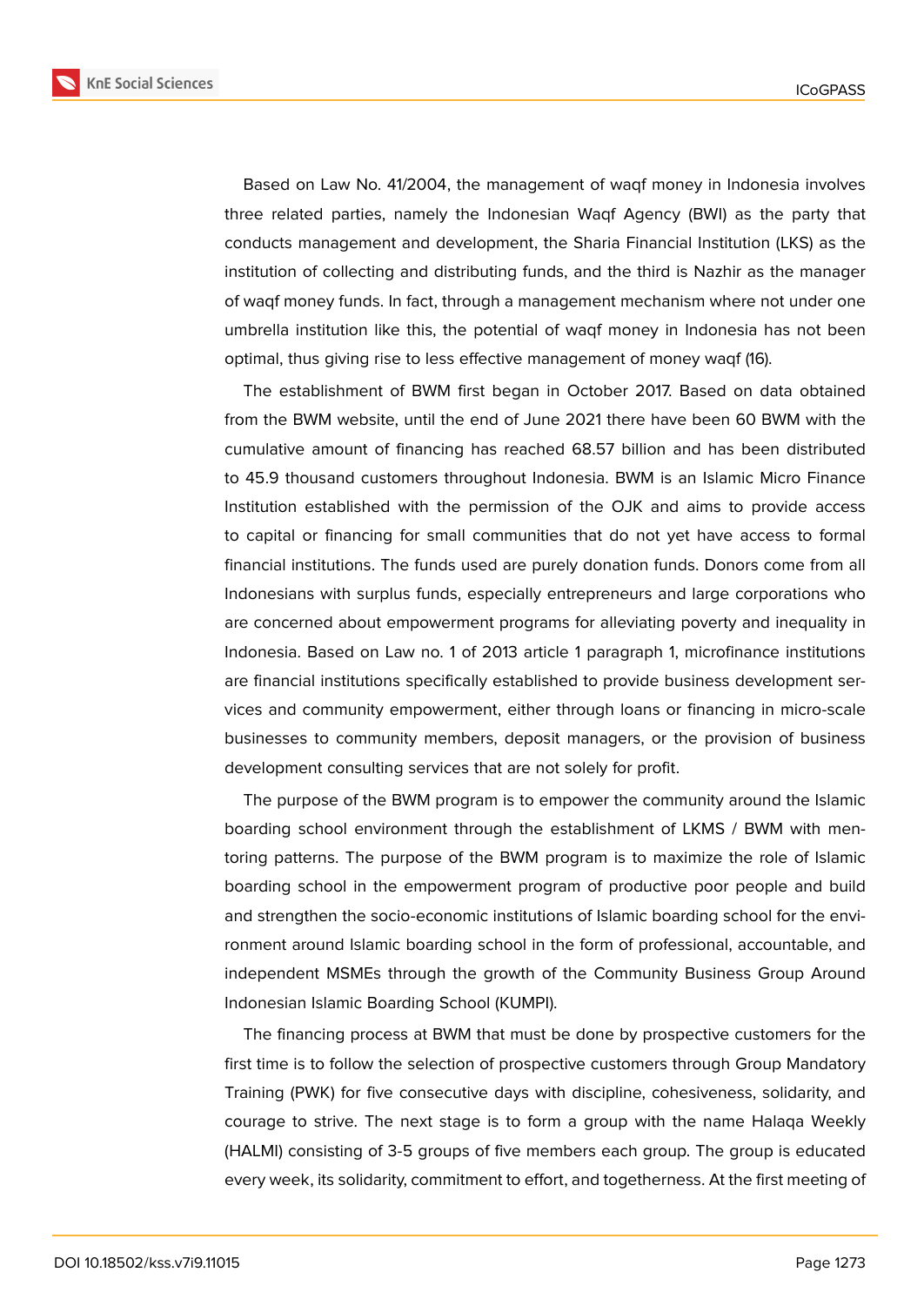Based on Law No. 41/2004, the management of waqf money in Indonesia involves three related parties, namely the Indonesian Waqf Agency (BWI) as the party that conducts management and development, the Sharia Financial Institution (LKS) as the institution of collecting and distributing funds, and the third is Nazhir as the manager of waqf money funds. In fact, through a management mechanism where not under one umbrella institution like this, the potential of waqf money in Indonesia has not been optimal, thus giving rise to less effective management of money waqf (16).

The establishment of BWM first began in October 2017. Based on data obtained from the BWM website, until the end of June 2021 there have been 60 BWM with the cumulative amount of financing has reached 68.57 billion and has been distributed to 45.9 thousand customers throughout Indonesia. BWM is an Islamic Micro Finance Institution established with the permission of the OJK and aims to provide access to capital or financing for small communities that do not yet have access to formal financial institutions. The funds used are purely donation funds. Donors come from all Indonesians with surplus funds, especially entrepreneurs and large corporations who are concerned about empowerment programs for alleviating poverty and inequality in Indonesia. Based on Law no. 1 of 2013 article 1 paragraph 1, microfinance institutions are financial institutions specifically established to provide business development services and community empowerment, either through loans or financing in micro-scale businesses to community members, deposit managers, or the provision of business development consulting services that are not solely for profit.

The purpose of the BWM program is to empower the community around the Islamic boarding school environment through the establishment of LKMS / BWM with mentoring patterns. The purpose of the BWM program is to maximize the role of Islamic boarding school in the empowerment program of productive poor people and build and strengthen the socio-economic institutions of Islamic boarding school for the environment around Islamic boarding school in the form of professional, accountable, and independent MSMEs through the growth of the Community Business Group Around Indonesian Islamic Boarding School (KUMPI).

The financing process at BWM that must be done by prospective customers for the first time is to follow the selection of prospective customers through Group Mandatory Training (PWK) for five consecutive days with discipline, cohesiveness, solidarity, and courage to strive. The next stage is to form a group with the name Halaqa Weekly (HALMI) consisting of 3-5 groups of five members each group. The group is educated every week, its solidarity, commitment to effort, and togetherness. At the first meeting of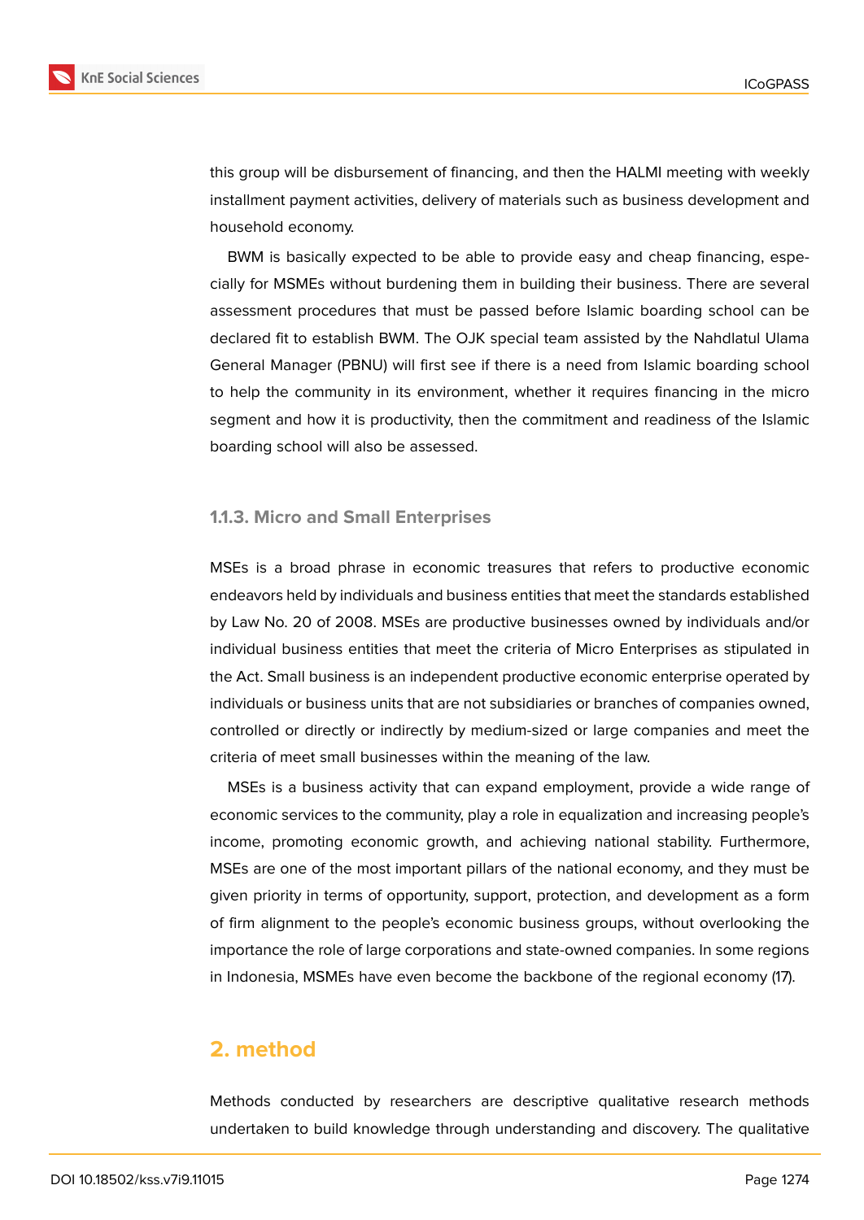this group will be disbursement of financing, and then the HALMI meeting with weekly installment payment activities, delivery of materials such as business development and household economy.

BWM is basically expected to be able to provide easy and cheap financing, especially for MSMEs without burdening them in building their business. There are several assessment procedures that must be passed before Islamic boarding school can be declared fit to establish BWM. The OJK special team assisted by the Nahdlatul Ulama General Manager (PBNU) will first see if there is a need from Islamic boarding school to help the community in its environment, whether it requires financing in the micro segment and how it is productivity, then the commitment and readiness of the Islamic boarding school will also be assessed.

### 1.1.3. Micro and Small Enterprises

MSEs is a broad phrase in economic treasures that refers to productive economic endeavors held by individuals and business entities that meet the standards established by Law No. 20 of 2008. MSEs are productive businesses owned by individuals and/or individual business entities that meet the criteria of Micro Enterprises as stipulated in the Act. Small business is an independent productive economic enterprise operated by individuals or business units that are not subsidiaries or branches of companies owned, controlled or directly or indirectly by medium-sized or large companies and meet the criteria of meet small businesses within the meaning of the law.

MSEs is a business activity that can expand employment, provide a wide range of economic services to the community, play a role in equalization and increasing people's income, promoting economic growth, and achieving national stability. Furthermore, MSEs are one of the most important pillars of the national economy, and they must be given priority in terms of opportunity, support, protection, and development as a form of firm alignment to the people's economic business groups, without overlooking the importance the role of large corporations and state-owned companies. In some regions in Indonesia, MSMEs have even become the backbone of the regional economy (17).

## 2. method

Methods conducted by researchers are descriptive qualitative research methods undertaken to build knowledge through understanding and discovery. The qualitative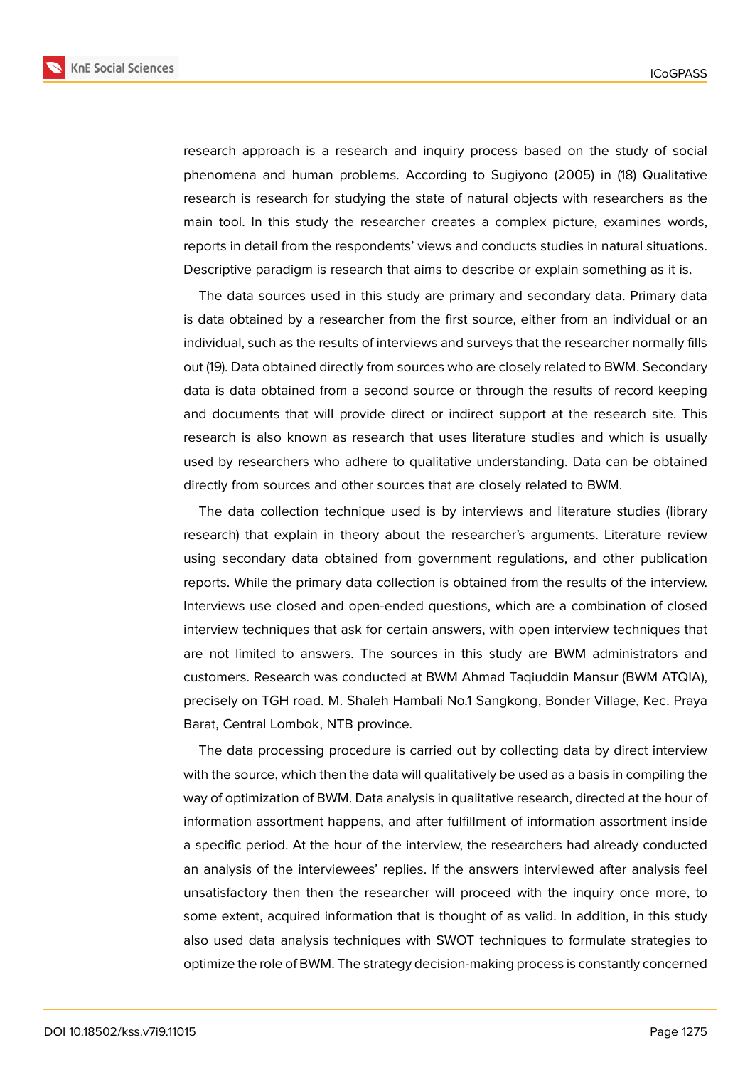research approach is a research and inquiry process based on the study of social phenomena and human problems. According to Sugiyono (2005) in (18) Qualitative research is research for studying the state of natural objects with researchers as the main tool. In this study the researcher creates a complex picture, examines words, reports in detail from the respondents' views and conducts studies in natural situations. Descriptive paradigm is research that aims to describe or explain something as it is.

The data sources used in this study are primary and secondary data. Primary data is data obtained by a researcher from the first source, either from an individual or an individual, such as the results of interviews and surveys that the researcher normally fills out (19). Data obtained directly from sources who are closely related to BWM. Secondary data is data obtained from a second source or through the results of record keeping and documents that will provide direct or indirect support at the research site. This research is also known as research that uses literature studies and which is usually used by researchers who adhere to qualitative understanding. Data can be obtained directly from sources and other sources that are closely related to BWM.

The data collection technique used is by interviews and literature studies (library research) that explain in theory about the researcher's arguments. Literature review using secondary data obtained from government regulations, and other publication reports. While the primary data collection is obtained from the results of the interview. Interviews use closed and open-ended questions, which are a combination of closed interview techniques that ask for certain answers, with open interview techniques that are not limited to answers. The sources in this study are BWM administrators and customers. Research was conducted at BWM Ahmad Taqiuddin Mansur (BWM ATQIA), precisely on TGH road. M. Shaleh Hambali No.1 Sangkong, Bonder Village, Kec. Praya Barat, Central Lombok, NTB province.

The data processing procedure is carried out by collecting data by direct interview with the source, which then the data will qualitatively be used as a basis in compiling the way of optimization of BWM. Data analysis in qualitative research, directed at the hour of information assortment happens, and after fulfillment of information assortment inside a specific period. At the hour of the interview, the researchers had already conducted an analysis of the interviewees' replies. If the answers interviewed after analysis feel unsatisfactory then then the researcher will proceed with the inquiry once more, to some extent, acquired information that is thought of as valid. In addition, in this study also used data analysis techniques with SWOT techniques to formulate strategies to optimize the role of BWM. The strategy decision-making process is constantly concerned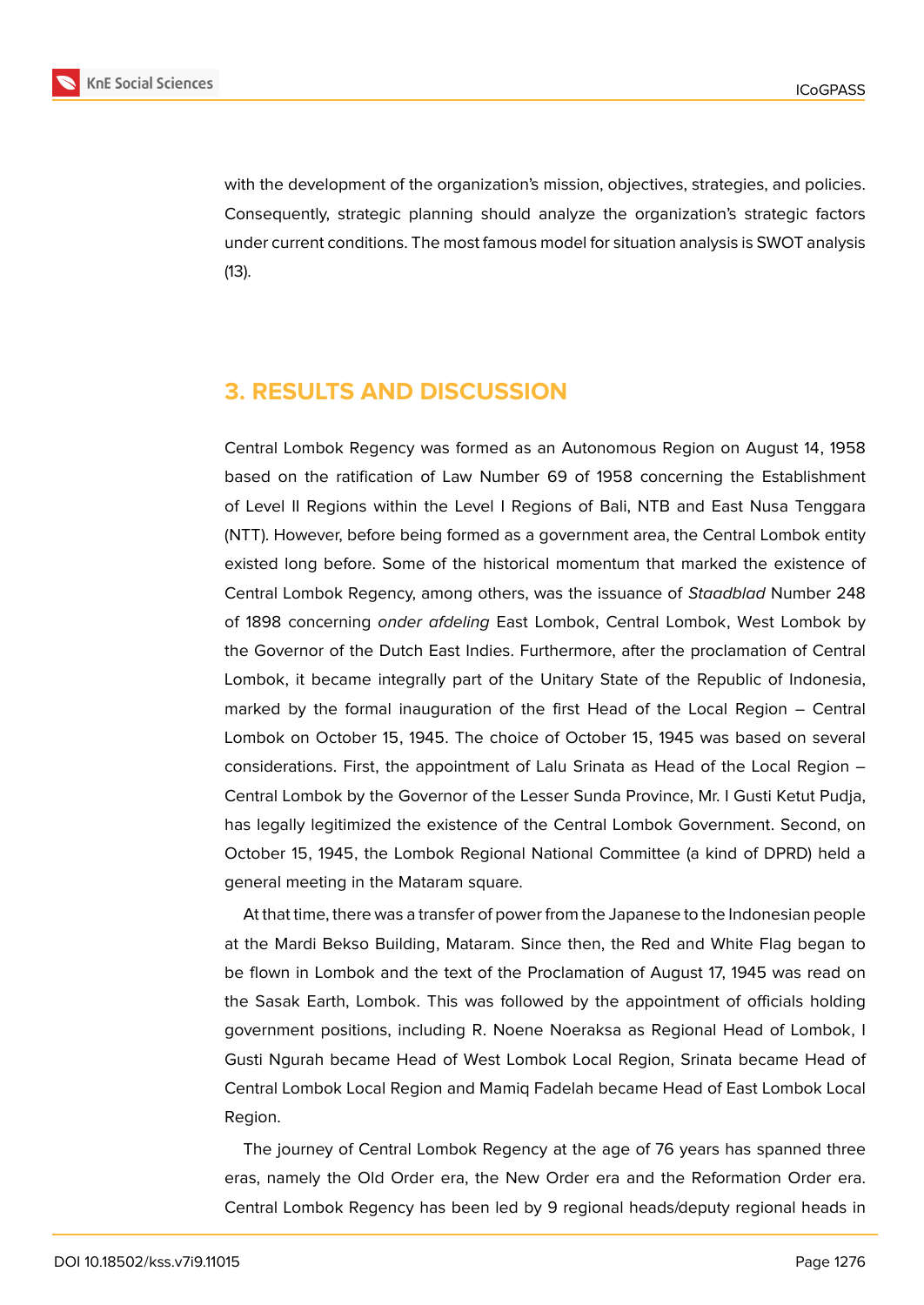with the development of the organization's mission, objectives, strategies, and policies. Consequently, strategic planning should analyze the organization's strategic factors under current conditions. The most famous model for situation analysis is SWOT analysis (13).

## 3. RESULTS AND DISCUSSION

Central Lombok Regency was formed as an Autonomous Region on August 14, 1958 based on the ratification of Law Number 69 of 1958 concerning the Establishment of Level II Regions within the Level I Regions of Bali, NTB and East Nusa Tenggara (NTT). However, before being formed as a government area, the Central Lombok entity existed long before. Some of the historical momentum that marked the existence of Central Lombok Regency, among others, was the issuance of *Staadblad* Number 248 of 1898 concerning *onder afdeling* East Lombok, Central Lombok, West Lombok by the Governor of the Dutch East Indies. Furthermore, after the proclamation of Central Lombok, it became integrally part of the Unitary State of the Republic of Indonesia, marked by the formal inauguration of the first Head of the Local Region – Central Lombok on October 15, 1945. The choice of October 15, 1945 was based on several considerations. First, the appointment of Lalu Srinata as Head of the Local Region – Central Lombok by the Governor of the Lesser Sunda Province, Mr. I Gusti Ketut Pudja, has legally legitimized the existence of the Central Lombok Government. Second, on October 15, 1945, the Lombok Regional National Committee (a kind of DPRD) held a general meeting in the Mataram square.

At that time, there was a transfer of power from the Japanese to the Indonesian people at the Mardi Bekso Building, Mataram. Since then, the Red and White Flag began to be flown in Lombok and the text of the Proclamation of August 17, 1945 was read on the Sasak Earth, Lombok. This was followed by the appointment of officials holding government positions, including R. Noene Noeraksa as Regional Head of Lombok, I Gusti Ngurah became Head of West Lombok Local Region, Srinata became Head of Central Lombok Local Region and Mamiq Fadelah became Head of East Lombok Local Region.

The journey of Central Lombok Regency at the age of 76 years has spanned three eras, namely the Old Order era, the New Order era and the Reformation Order era. Central Lombok Regency has been led by 9 regional heads/deputy regional heads in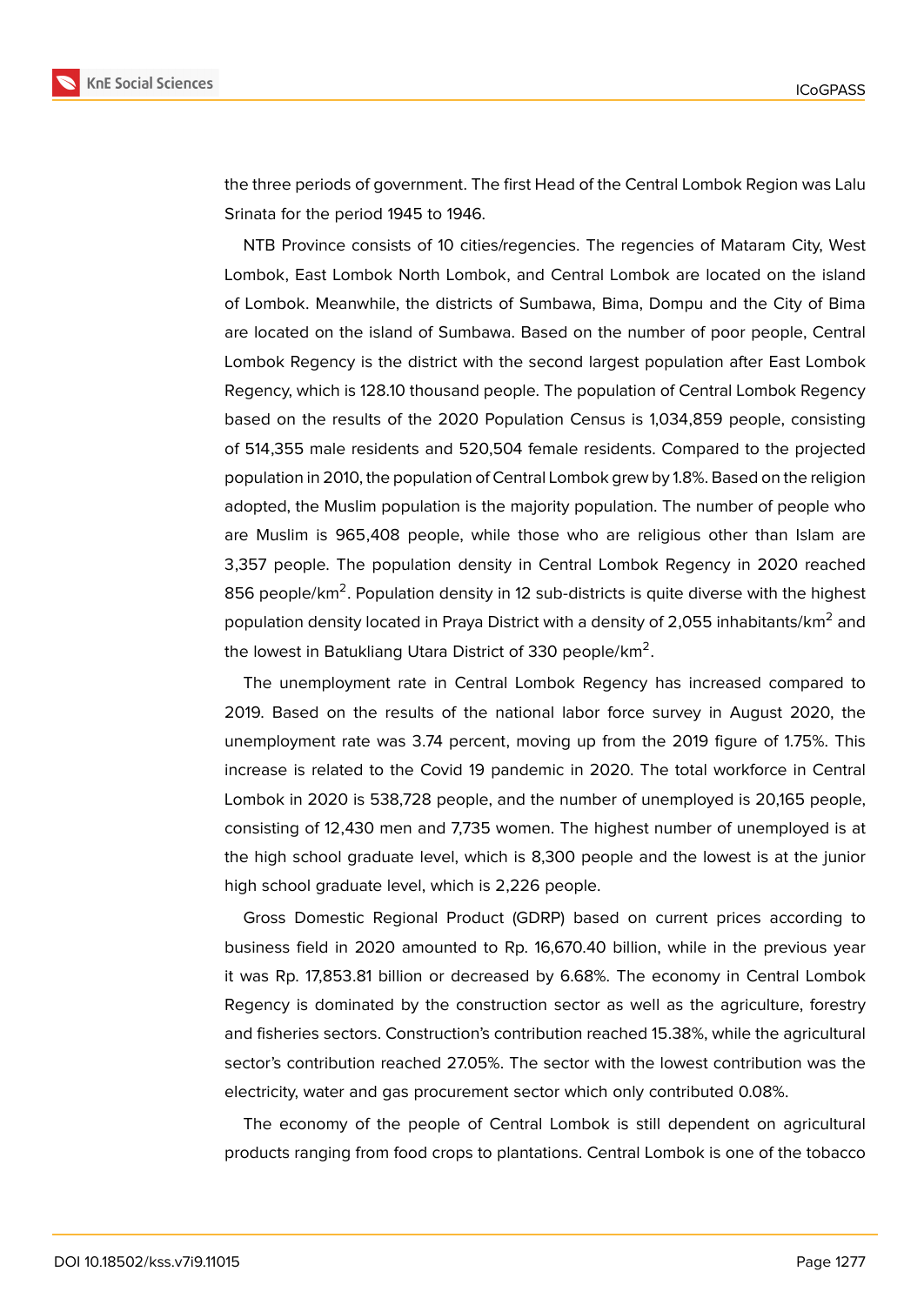the three periods of government. The first Head of the Central Lombok Region was Lalu Srinata for the period 1945 to 1946.

NTB Province consists of 10 cities/regencies. The regencies of Mataram City, West Lombok, East Lombok North Lombok, and Central Lombok are located on the island of Lombok. Meanwhile, the districts of Sumbawa, Bima, Dompu and the City of Bima are located on the island of Sumbawa. Based on the number of poor people, Central Lombok Regency is the district with the second largest population after East Lombok Regency, which is 128.10 thousand people. The population of Central Lombok Regency based on the results of the 2020 Population Census is 1,034,859 people, consisting of 514,355 male residents and 520,504 female residents. Compared to the projected population in 2010, the population of Central Lombok grew by 1.8%. Based on the religion adopted, the Muslim population is the majority population. The number of people who are Muslim is 965,408 people, while those who are religious other than Islam are 3,357 people. The population density in Central Lombok Regency in 2020 reached 856 people/km$^2$. Population density in 12 sub-districts is quite diverse with the highest population density located in Praya District with a density of 2,055 inhabitants/km$^2$ and the lowest in Batukliang Utara District of 330 people/km$^2$.

The unemployment rate in Central Lombok Regency has increased compared to 2019. Based on the results of the national labor force survey in August 2020, the unemployment rate was 3.74 percent, moving up from the 2019 figure of 1.75%. This increase is related to the Covid 19 pandemic in 2020. The total workforce in Central Lombok in 2020 is 538,728 people, and the number of unemployed is 20,165 people, consisting of 12,430 men and 7,735 women. The highest number of unemployed is at the high school graduate level, which is 8,300 people and the lowest is at the junior high school graduate level, which is 2,226 people.

Gross Domestic Regional Product (GDRP) based on current prices according to business field in 2020 amounted to Rp. 16,670.40 billion, while in the previous year it was Rp. 17,853.81 billion or decreased by 6.68%. The economy in Central Lombok Regency is dominated by the construction sector as well as the agriculture, forestry and fisheries sectors. Construction's contribution reached 15.38%, while the agricultural sector's contribution reached 27.05%. The sector with the lowest contribution was the electricity, water and gas procurement sector which only contributed 0.08%.

The economy of the people of Central Lombok is still dependent on agricultural products ranging from food crops to plantations. Central Lombok is one of the tobacco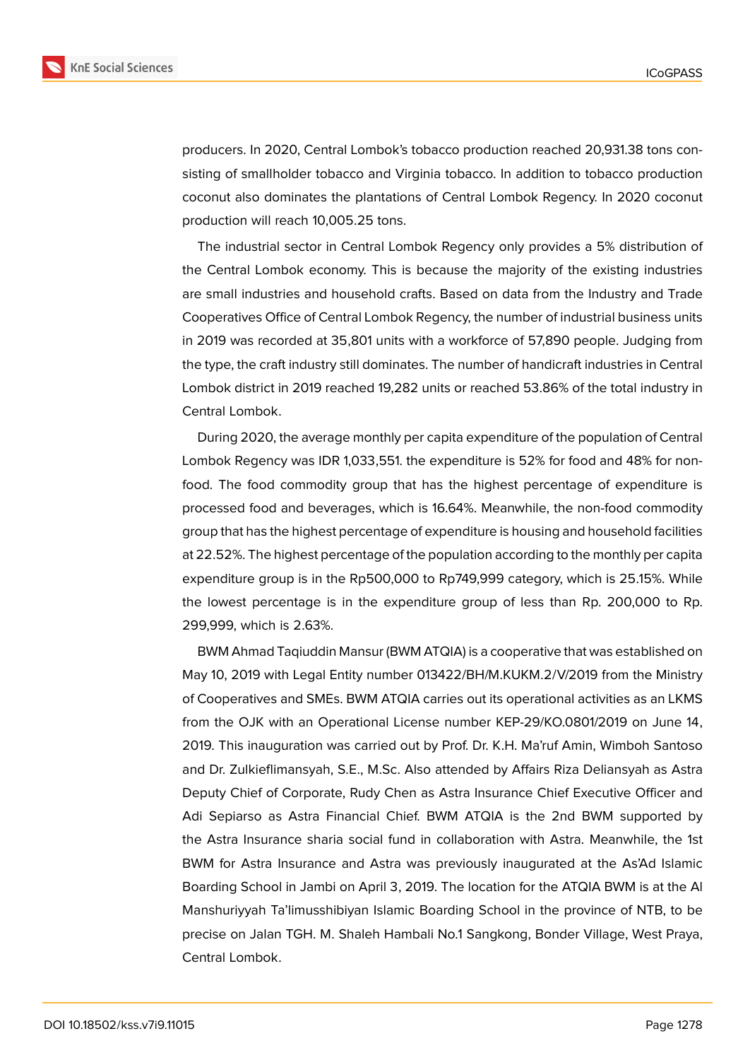producers. In 2020, Central Lombok's tobacco production reached 20,931.38 tons consisting of smallholder tobacco and Virginia tobacco. In addition to tobacco production coconut also dominates the plantations of Central Lombok Regency. In 2020 coconut production will reach 10,005.25 tons.

The industrial sector in Central Lombok Regency only provides a 5% distribution of the Central Lombok economy. This is because the majority of the existing industries are small industries and household crafts. Based on data from the Industry and Trade Cooperatives Office of Central Lombok Regency, the number of industrial business units in 2019 was recorded at 35,801 units with a workforce of 57,890 people. Judging from the type, the craft industry still dominates. The number of handicraft industries in Central Lombok district in 2019 reached 19,282 units or reached 53.86% of the total industry in Central Lombok.

During 2020, the average monthly per capita expenditure of the population of Central Lombok Regency was IDR 1,033,551. the expenditure is 52% for food and 48% for non-food. The food commodity group that has the highest percentage of expenditure is processed food and beverages, which is 16.64%. Meanwhile, the non-food commodity group that has the highest percentage of expenditure is housing and household facilities at 22.52%. The highest percentage of the population according to the monthly per capita expenditure group is in the Rp500,000 to Rp749,999 category, which is 25.15%. While the lowest percentage is in the expenditure group of less than Rp. 200,000 to Rp. 299,999, which is 2.63%.

BWM Ahmad Taqiuddin Mansur (BWM ATQIA) is a cooperative that was established on May 10, 2019 with Legal Entity number 013422/BH/M.KUKM.2/V/2019 from the Ministry of Cooperatives and SMEs. BWM ATQIA carries out its operational activities as an LKMS from the OJK with an Operational License number KEP-29/KO.0801/2019 on June 14, 2019. This inauguration was carried out by Prof. Dr. K.H. Ma'ruf Amin, Wimboh Santoso and Dr. Zulkieflimansyah, S.E., M.Sc. Also attended by Affairs Riza Deliansyah as Astra Deputy Chief of Corporate, Rudy Chen as Astra Insurance Chief Executive Officer and Adi Sepiarso as Astra Financial Chief. BWM ATQIA is the 2nd BWM supported by the Astra Insurance sharia social fund in collaboration with Astra. Meanwhile, the 1st BWM for Astra Insurance and Astra was previously inaugurated at the As'Ad Islamic Boarding School in Jambi on April 3, 2019. The location for the ATQIA BWM is at the Al Manshuriyyah Ta'limusshibiyan Islamic Boarding School in the province of NTB, to be precise on Jalan TGH. M. Shaleh Hambali No.1 Sangkong, Bonder Village, West Praya, Central Lombok.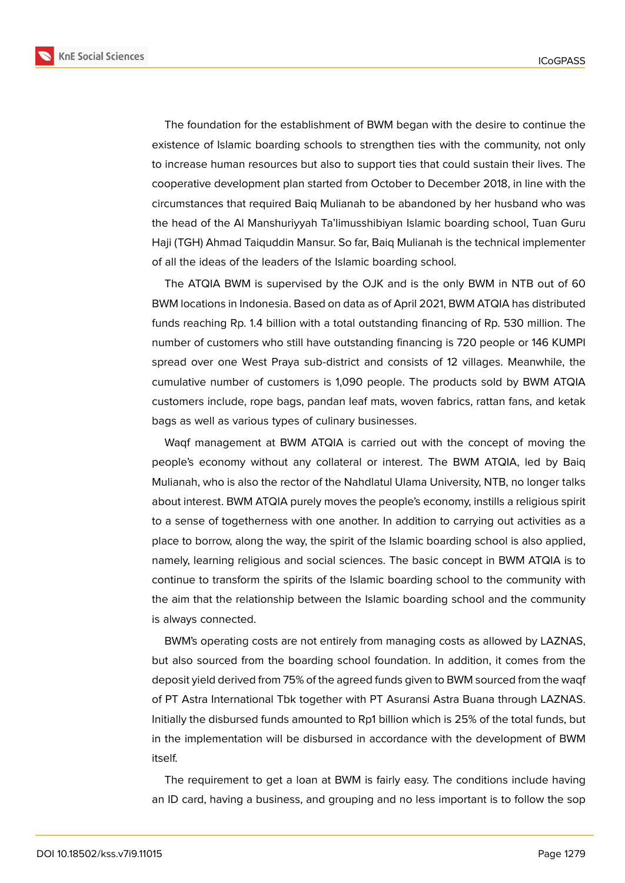The foundation for the establishment of BWM began with the desire to continue the existence of Islamic boarding schools to strengthen ties with the community, not only to increase human resources but also to support ties that could sustain their lives. The cooperative development plan started from October to December 2018, in line with the circumstances that required Baiq Mulianah to be abandoned by her husband who was the head of the Al Manshuriyyah Ta'limusshibiyan Islamic boarding school, Tuan Guru Haji (TGH) Ahmad Taiquddin Mansur. So far, Baiq Mulianah is the technical implementer of all the ideas of the leaders of the Islamic boarding school.

The ATQIA BWM is supervised by the OJK and is the only BWM in NTB out of 60 BWM locations in Indonesia. Based on data as of April 2021, BWM ATQIA has distributed funds reaching Rp. 1.4 billion with a total outstanding financing of Rp. 530 million. The number of customers who still have outstanding financing is 720 people or 146 KUMPI spread over one West Praya sub-district and consists of 12 villages. Meanwhile, the cumulative number of customers is 1,090 people. The products sold by BWM ATQIA customers include, rope bags, pandan leaf mats, woven fabrics, rattan fans, and ketak bags as well as various types of culinary businesses.

Waqf management at BWM ATQIA is carried out with the concept of moving the people's economy without any collateral or interest. The BWM ATQIA, led by Baiq Mulianah, who is also the rector of the Nahdlatul Ulama University, NTB, no longer talks about interest. BWM ATQIA purely moves the people's economy, instills a religious spirit to a sense of togetherness with one another. In addition to carrying out activities as a place to borrow, along the way, the spirit of the Islamic boarding school is also applied, namely, learning religious and social sciences. The basic concept in BWM ATQIA is to continue to transform the spirits of the Islamic boarding school to the community with the aim that the relationship between the Islamic boarding school and the community is always connected.

BWM's operating costs are not entirely from managing costs as allowed by LAZNAS, but also sourced from the boarding school foundation. In addition, it comes from the deposit yield derived from 75% of the agreed funds given to BWM sourced from the waqf of PT Astra International Tbk together with PT Asuransi Astra Buana through LAZNAS. Initially the disbursed funds amounted to Rp1 billion which is 25% of the total funds, but in the implementation will be disbursed in accordance with the development of BWM itself.

The requirement to get a loan at BWM is fairly easy. The conditions include having an ID card, having a business, and grouping and no less important is to follow the sop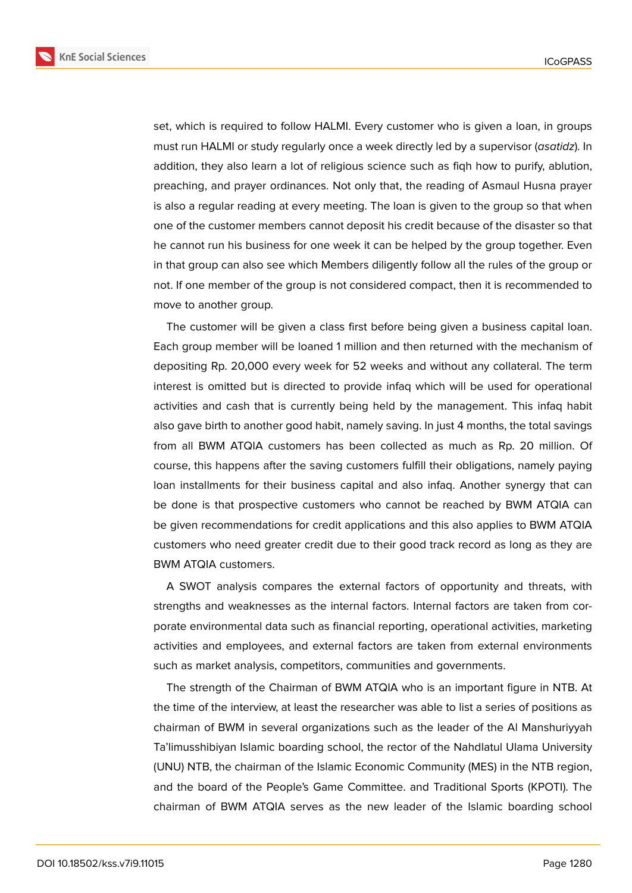set, which is required to follow HALMI. Every customer who is given a loan, in groups must run HALMI or study regularly once a week directly led by a supervisor (*asatidz*). In addition, they also learn a lot of religious science such as fiqh how to purify, ablution, preaching, and prayer ordinances. Not only that, the reading of Asmaul Husna prayer is also a regular reading at every meeting. The loan is given to the group so that when one of the customer members cannot deposit his credit because of the disaster so that he cannot run his business for one week it can be helped by the group together. Even in that group can also see which Members diligently follow all the rules of the group or not. If one member of the group is not considered compact, then it is recommended to move to another group.

The customer will be given a class first before being given a business capital loan. Each group member will be loaned 1 million and then returned with the mechanism of depositing Rp. 20,000 every week for 52 weeks and without any collateral. The term interest is omitted but is directed to provide infaq which will be used for operational activities and cash that is currently being held by the management. This infaq habit also gave birth to another good habit, namely saving. In just 4 months, the total savings from all BWM ATQIA customers has been collected as much as Rp. 20 million. Of course, this happens after the saving customers fulfill their obligations, namely paying loan installments for their business capital and also infaq. Another synergy that can be done is that prospective customers who cannot be reached by BWM ATQIA can be given recommendations for credit applications and this also applies to BWM ATQIA customers who need greater credit due to their good track record as long as they are BWM ATQIA customers.

A SWOT analysis compares the external factors of opportunity and threats, with strengths and weaknesses as the internal factors. Internal factors are taken from corporate environmental data such as financial reporting, operational activities, marketing activities and employees, and external factors are taken from external environments such as market analysis, competitors, communities and governments.

The strength of the Chairman of BWM ATQIA who is an important figure in NTB. At the time of the interview, at least the researcher was able to list a series of positions as chairman of BWM in several organizations such as the leader of the Al Manshuriyyah Ta'limusshibiyan Islamic boarding school, the rector of the Nahdlatul Ulama University (UNU) NTB, the chairman of the Islamic Economic Community (MES) in the NTB region, and the board of the People's Game Committee. and Traditional Sports (KPOTI). The chairman of BWM ATQIA serves as the new leader of the Islamic boarding school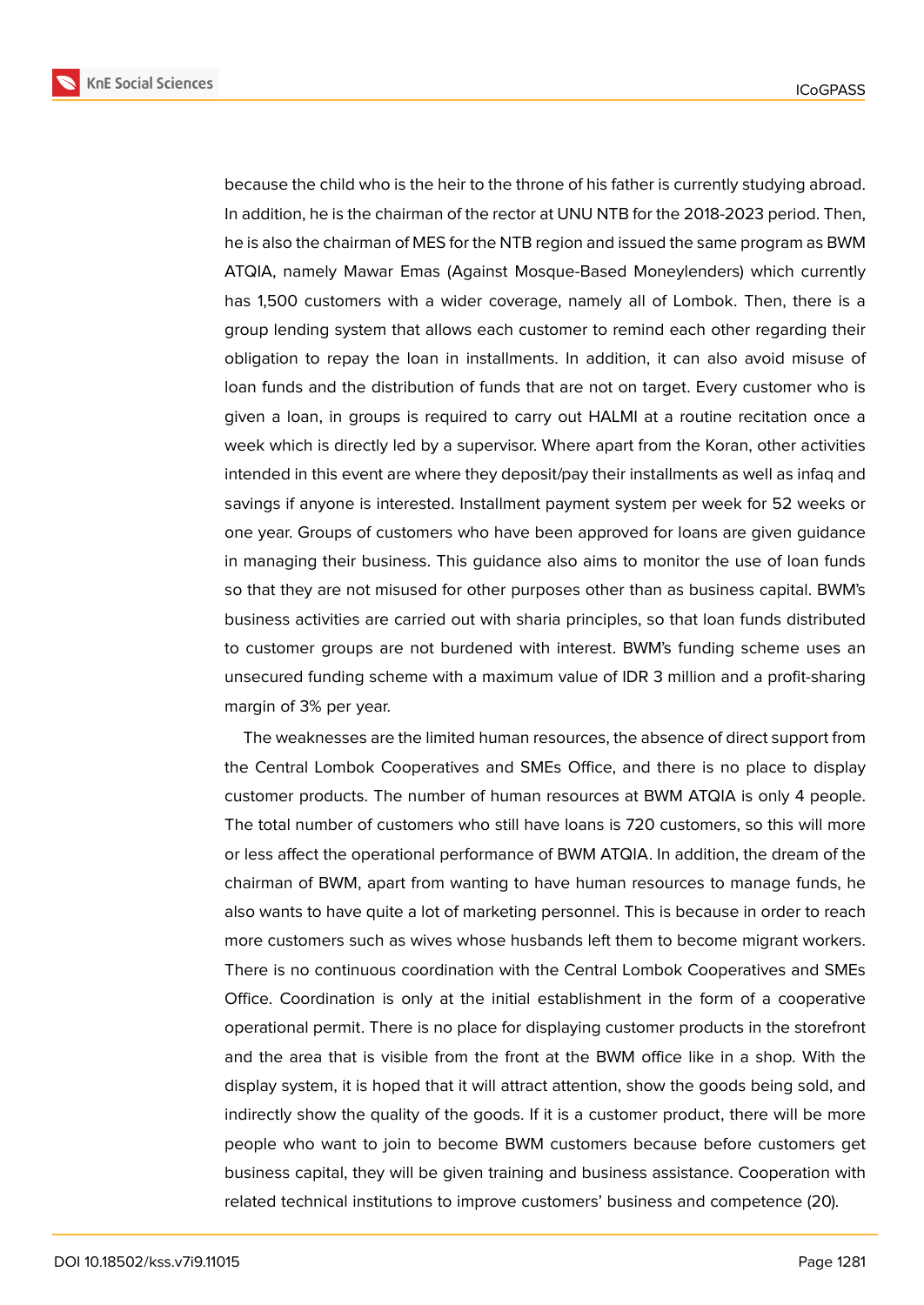because the child who is the heir to the throne of his father is currently studying abroad. In addition, he is the chairman of the rector at UNU NTB for the 2018-2023 period. Then, he is also the chairman of MES for the NTB region and issued the same program as BWM ATQIA, namely Mawar Emas (Against Mosque-Based Moneylenders) which currently has 1,500 customers with a wider coverage, namely all of Lombok. Then, there is a group lending system that allows each customer to remind each other regarding their obligation to repay the loan in installments. In addition, it can also avoid misuse of loan funds and the distribution of funds that are not on target. Every customer who is given a loan, in groups is required to carry out HALMI at a routine recitation once a week which is directly led by a supervisor. Where apart from the Koran, other activities intended in this event are where they deposit/pay their installments as well as infaq and savings if anyone is interested. Installment payment system per week for 52 weeks or one year. Groups of customers who have been approved for loans are given guidance in managing their business. This guidance also aims to monitor the use of loan funds so that they are not misused for other purposes other than as business capital. BWM's business activities are carried out with sharia principles, so that loan funds distributed to customer groups are not burdened with interest. BWM's funding scheme uses an unsecured funding scheme with a maximum value of IDR 3 million and a profit-sharing margin of 3% per year.

The weaknesses are the limited human resources, the absence of direct support from the Central Lombok Cooperatives and SMEs Office, and there is no place to display customer products. The number of human resources at BWM ATQIA is only 4 people. The total number of customers who still have loans is 720 customers, so this will more or less affect the operational performance of BWM ATQIA. In addition, the dream of the chairman of BWM, apart from wanting to have human resources to manage funds, he also wants to have quite a lot of marketing personnel. This is because in order to reach more customers such as wives whose husbands left them to become migrant workers. There is no continuous coordination with the Central Lombok Cooperatives and SMEs Office. Coordination is only at the initial establishment in the form of a cooperative operational permit. There is no place for displaying customer products in the storefront and the area that is visible from the front at the BWM office like in a shop. With the display system, it is hoped that it will attract attention, show the goods being sold, and indirectly show the quality of the goods. If it is a customer product, there will be more people who want to join to become BWM customers because before customers get business capital, they will be given training and business assistance. Cooperation with related technical institutions to improve customers' business and competence (20).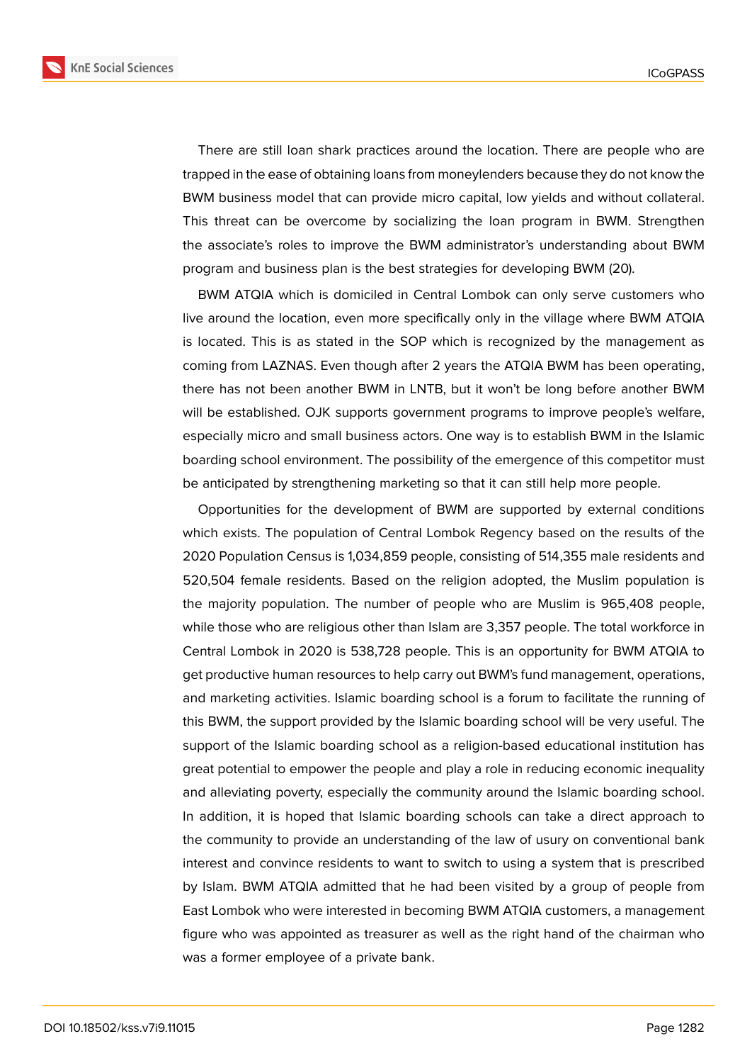There are still loan shark practices around the location. There are people who are trapped in the ease of obtaining loans from moneylenders because they do not know the BWM business model that can provide micro capital, low yields and without collateral. This threat can be overcome by socializing the loan program in BWM. Strengthen the associate's roles to improve the BWM administrator's understanding about BWM program and business plan is the best strategies for developing BWM (20).

BWM ATQIA which is domiciled in Central Lombok can only serve customers who live around the location, even more specifically only in the village where BWM ATQIA is located. This is as stated in the SOP which is recognized by the management as coming from LAZNAS. Even though after 2 years the ATQIA BWM has been operating, there has not been another BWM in LNTB, but it won't be long before another BWM will be established. OJK supports government programs to improve people's welfare, especially micro and small business actors. One way is to establish BWM in the Islamic boarding school environment. The possibility of the emergence of this competitor must be anticipated by strengthening marketing so that it can still help more people.

Opportunities for the development of BWM are supported by external conditions which exists. The population of Central Lombok Regency based on the results of the 2020 Population Census is 1,034,859 people, consisting of 514,355 male residents and 520,504 female residents. Based on the religion adopted, the Muslim population is the majority population. The number of people who are Muslim is 965,408 people, while those who are religious other than Islam are 3,357 people. The total workforce in Central Lombok in 2020 is 538,728 people. This is an opportunity for BWM ATQIA to get productive human resources to help carry out BWM's fund management, operations, and marketing activities. Islamic boarding school is a forum to facilitate the running of this BWM, the support provided by the Islamic boarding school will be very useful. The support of the Islamic boarding school as a religion-based educational institution has great potential to empower the people and play a role in reducing economic inequality and alleviating poverty, especially the community around the Islamic boarding school. In addition, it is hoped that Islamic boarding schools can take a direct approach to the community to provide an understanding of the law of usury on conventional bank interest and convince residents to want to switch to using a system that is prescribed by Islam. BWM ATQIA admitted that he had been visited by a group of people from East Lombok who were interested in becoming BWM ATQIA customers, a management figure who was appointed as treasurer as well as the right hand of the chairman who was a former employee of a private bank.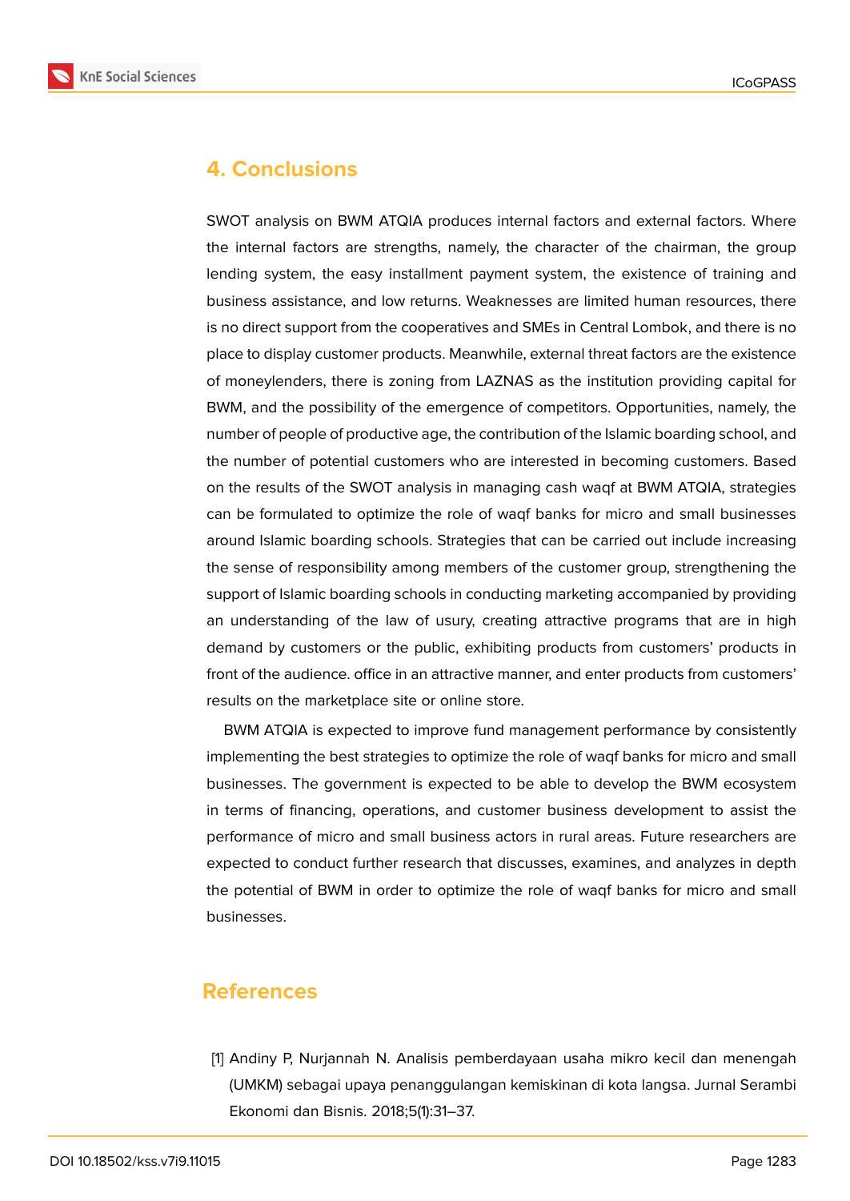## 4. Conclusions

SWOT analysis on BWM ATQIA produces internal factors and external factors. Where the internal factors are strengths, namely, the character of the chairman, the group lending system, the easy installment payment system, the existence of training and business assistance, and low returns. Weaknesses are limited human resources, there is no direct support from the cooperatives and SMEs in Central Lombok, and there is no place to display customer products. Meanwhile, external threat factors are the existence of moneylenders, there is zoning from LAZNAS as the institution providing capital for BWM, and the possibility of the emergence of competitors. Opportunities, namely, the number of people of productive age, the contribution of the Islamic boarding school, and the number of potential customers who are interested in becoming customers. Based on the results of the SWOT analysis in managing cash waqf at BWM ATQIA, strategies can be formulated to optimize the role of waqf banks for micro and small businesses around Islamic boarding schools. Strategies that can be carried out include increasing the sense of responsibility among members of the customer group, strengthening the support of Islamic boarding schools in conducting marketing accompanied by providing an understanding of the law of usury, creating attractive programs that are in high demand by customers or the public, exhibiting products from customers' products in front of the audience. office in an attractive manner, and enter products from customers' results on the marketplace site or online store.

BWM ATQIA is expected to improve fund management performance by consistently implementing the best strategies to optimize the role of waqf banks for micro and small businesses. The government is expected to be able to develop the BWM ecosystem in terms of financing, operations, and customer business development to assist the performance of micro and small business actors in rural areas. Future researchers are expected to conduct further research that discusses, examines, and analyzes in depth the potential of BWM in order to optimize the role of waqf banks for micro and small businesses.

## References

[1] Andiny P, Nurjannah N. Analisis pemberdayaan usaha mikro kecil dan menengah (UMKM) sebagai upaya penanggulangan kemiskinan di kota langsa. Jurnal Serambi Ekonomi dan Bisnis. 2018;5(1):31–37.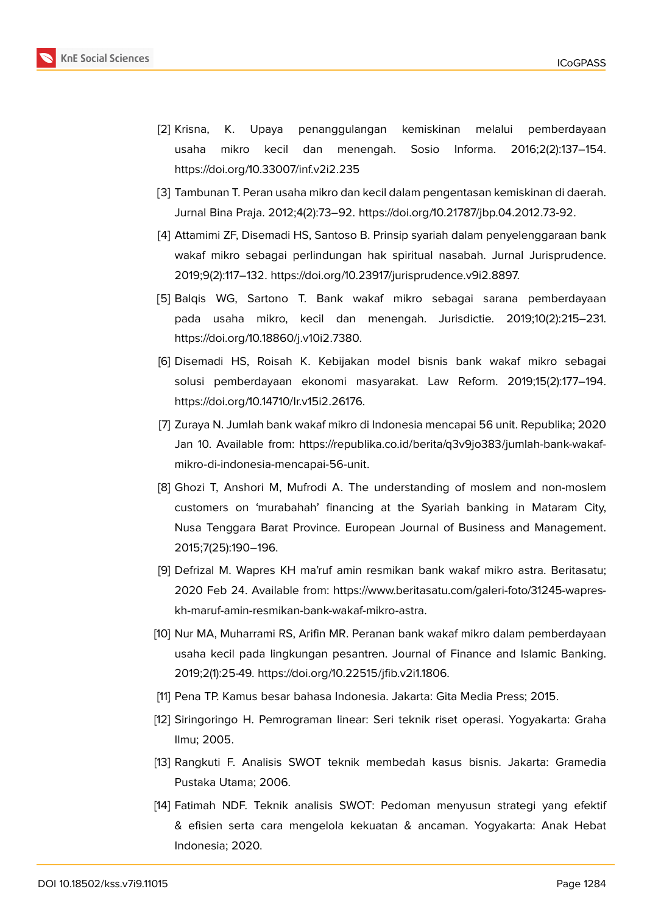[2] Krisna, K. Upaya penanggulangan kemiskinan melalui pemberdayaan usaha mikro kecil dan menengah. Sosio Informa. 2016;2(2):137–154. https://doi.org/10.33007/inf.v2i2.235

[3] Tambunan T. Peran usaha mikro dan kecil dalam pengentasan kemiskinan di daerah. Jurnal Bina Praja. 2012;4(2):73–92. https://doi.org/10.21787/jbp.04.2012.73-92.

[4] Attamimi ZF, Disemadi HS, Santoso B. Prinsip syariah dalam penyelenggaraan bank wakaf mikro sebagai perlindungan hak spiritual nasabah. Jurnal Jurisprudence. 2019;9(2):117–132. https://doi.org/10.23917/jurisprudence.v9i2.8897.

[5] Balqis WG, Sartono T. Bank wakaf mikro sebagai sarana pemberdayaan pada usaha mikro, kecil dan menengah. Jurisdictie. 2019;10(2):215–231. https://doi.org/10.18860/j.v10i2.7380.

[6] Disemadi HS, Roisah K. Kebijakan model bisnis bank wakaf mikro sebagai solusi pemberdayaan ekonomi masyarakat. Law Reform. 2019;15(2):177–194. https://doi.org/10.14710/lr.v15i2.26176.

[7] Zuraya N. Jumlah bank wakaf mikro di Indonesia mencapai 56 unit. Republika; 2020 Jan 10. Available from: https://republika.co.id/berita/q3v9jo383/jumlah-bank-wakaf-mikro-di-indonesia-mencapai-56-unit.

[8] Ghozi T, Anshori M, Mufrodi A. The understanding of moslem and non-moslem customers on 'murabahah' financing at the Syariah banking in Mataram City, Nusa Tenggara Barat Province. European Journal of Business and Management. 2015;7(25):190–196.

[9] Defrizal M. Wapres KH ma'ruf amin resmikan bank wakaf mikro astra. Beritasatu; 2020 Feb 24. Available from: https://www.beritasatu.com/galeri-foto/31245-wapres-kh-maruf-amin-resmikan-bank-wakaf-mikro-astra.

[10] Nur MA, Muharrami RS, Arifin MR. Peranan bank wakaf mikro dalam pemberdayaan usaha kecil pada lingkungan pesantren. Journal of Finance and Islamic Banking. 2019;2(1):25-49. https://doi.org/10.22515/jfib.v2i1.1806.

[11] Pena TP. Kamus besar bahasa Indonesia. Jakarta: Gita Media Press; 2015.

[12] Siringoringo H. Pemrograman linear: Seri teknik riset operasi. Yogyakarta: Graha Ilmu; 2005.

[13] Rangkuti F. Analisis SWOT teknik membedah kasus bisnis. Jakarta: Gramedia Pustaka Utama; 2006.

[14] Fatimah NDF. Teknik analisis SWOT: Pedoman menyusun strategi yang efektif & efisien serta cara mengelola kekuatan & ancaman. Yogyakarta: Anak Hebat Indonesia; 2020.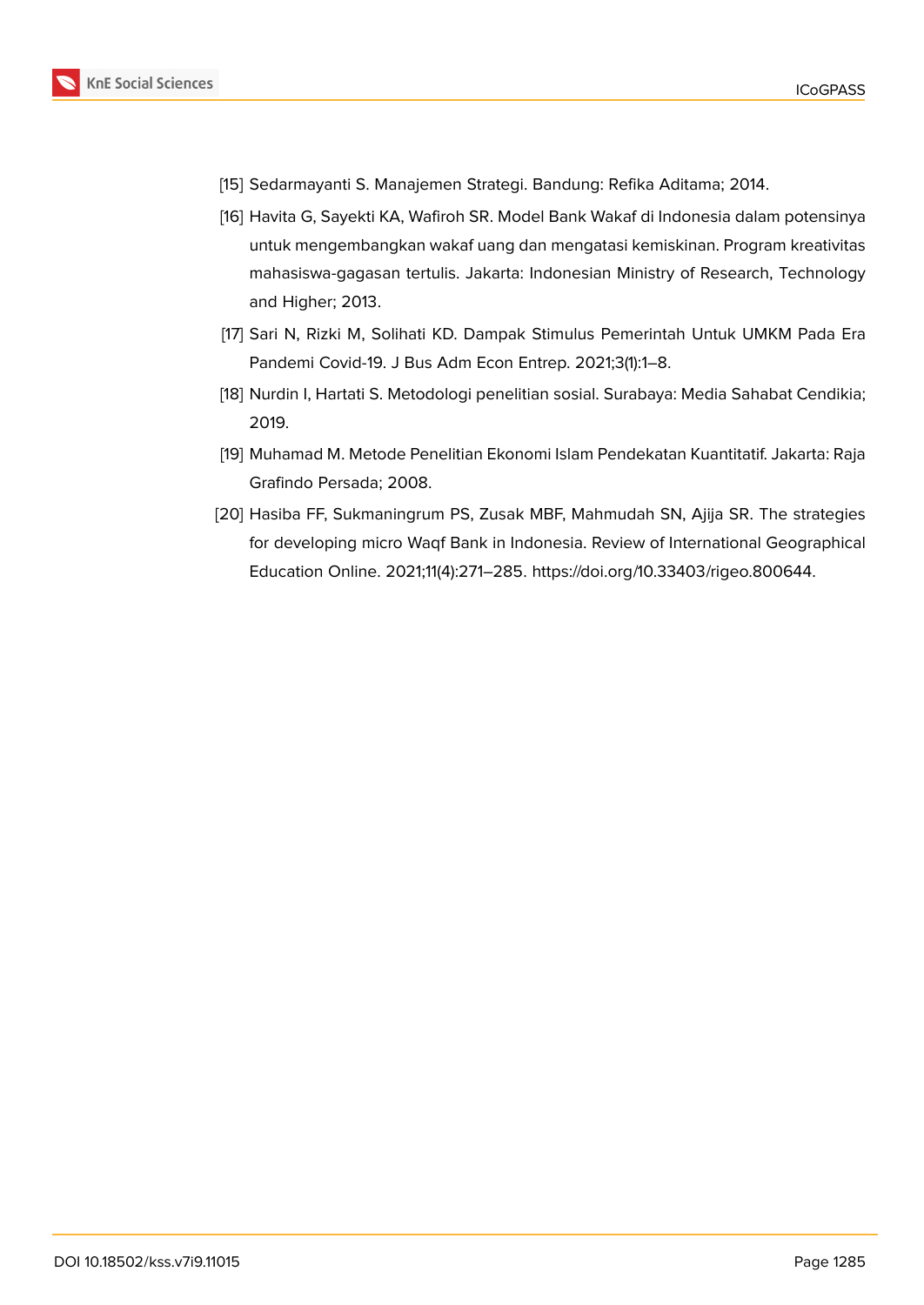[15] Sedarmayanti S. Manajemen Strategi. Bandung: Refika Aditama; 2014.

[16] Havita G, Sayekti KA, Wafiroh SR. Model Bank Wakaf di Indonesia dalam potensinya untuk mengembangkan wakaf uang dan mengatasi kemiskinan. Program kreativitas mahasiswa-gagasan tertulis. Jakarta: Indonesian Ministry of Research, Technology and Higher; 2013.

[17] Sari N, Rizki M, Solihati KD. Dampak Stimulus Pemerintah Untuk UMKM Pada Era Pandemi Covid-19. J Bus Adm Econ Entrep. 2021;3(1):1–8.

[18] Nurdin I, Hartati S. Metodologi penelitian sosial. Surabaya: Media Sahabat Cendikia; 2019.

[19] Muhamad M. Metode Penelitian Ekonomi Islam Pendekatan Kuantitatif. Jakarta: Raja Grafindo Persada; 2008.

[20] Hasiba FF, Sukmaningrum PS, Zusak MBF, Mahmudah SN, Ajija SR. The strategies for developing micro Waqf Bank in Indonesia. Review of International Geographical Education Online. 2021;11(4):271–285. https://doi.org/10.33403/rigeo.800644.